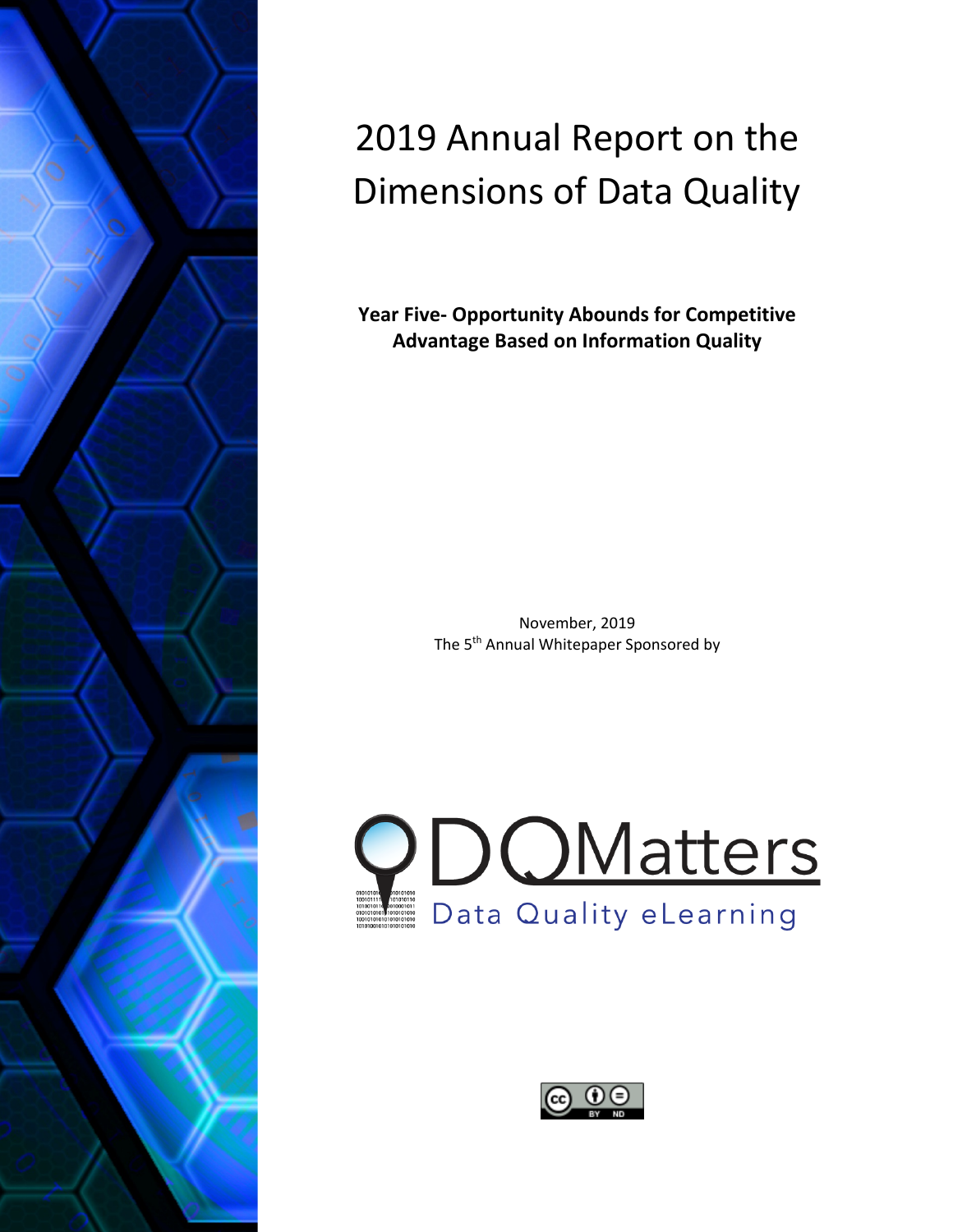# 2019 Annual Report on the Dimensions of Data Quality

**Year Five- Opportunity Abounds for Competitive Advantage Based on Information Quality**

November, 2019

The 5th Annual Whitepaper Sponsored by

DQMatters

Data Quality eLearning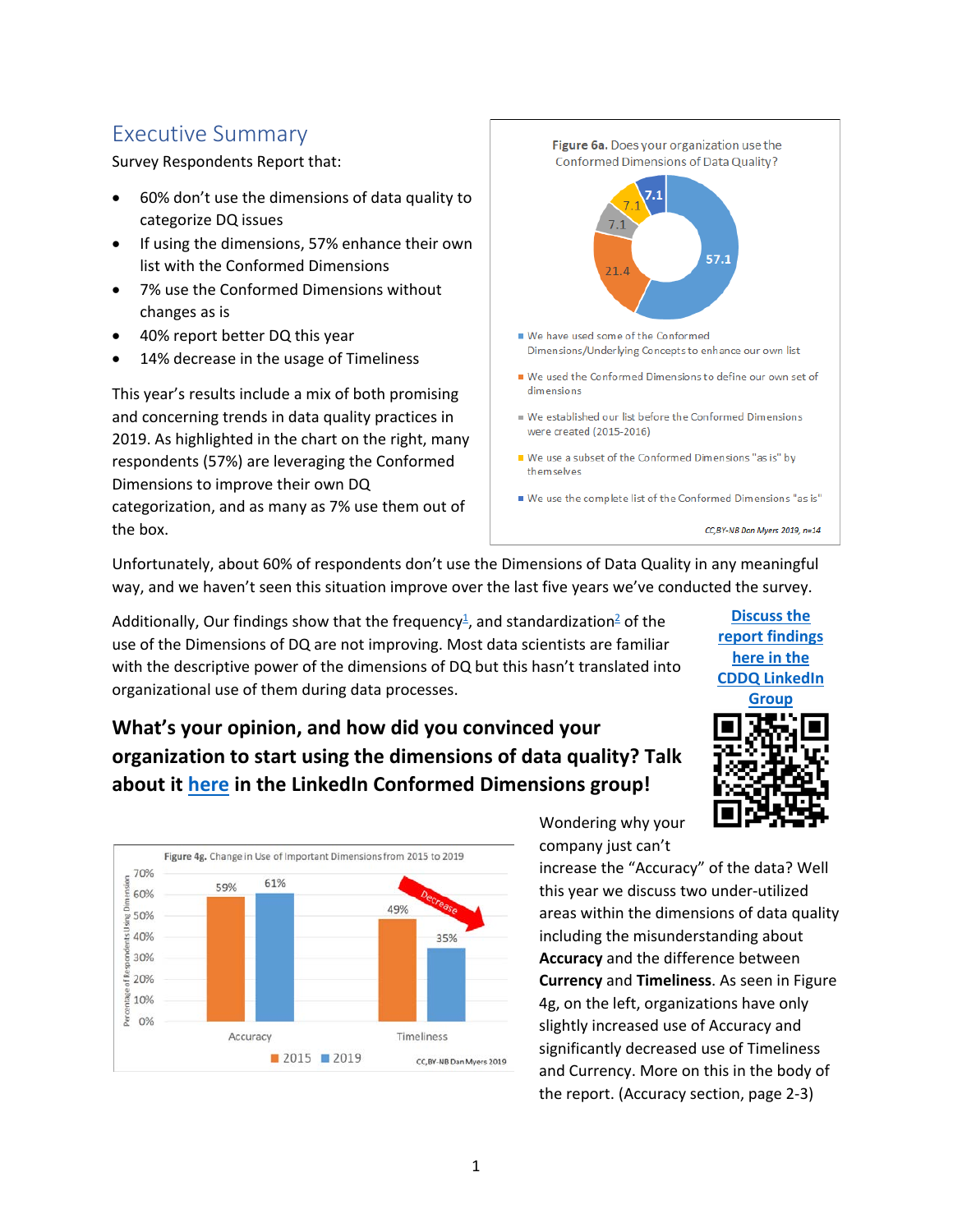## Executive Summary

Survey Respondents Report that:

- 60% don't use the dimensions of data quality to categorize DQ issues
- If using the dimensions, 57% enhance their own list with the Conformed Dimensions
- 7% use the Conformed Dimensions without changes as is
- 40% report better DQ this year
- 14% decrease in the usage of Timeliness

This year's results include a mix of both promising and concerning trends in data quality practices in 2019. As highlighted in the chart on the right, many respondents (57%) are leveraging the Conformed Dimensions to improve their own DQ categorization, and as many as 7% use them out of the box.

**Figure 6a.** Does your organization use the Conformed Dimensions of Data Quality?

| Response | % |
|---|---|
| We have used some of the Conformed Dimensions/Underlying Concepts to enhance our own list | 57.1 |
| We used the Conformed Dimensions to define our own set of dimensions | 21.4 |
| We established our list before the Conformed Dimensions were created (2015-2016) | 7.1 |
| We use a subset of the Conformed Dimensions "as is" by themselves | 7.1 |
| We use the complete list of the Conformed Dimensions "as is" | 7.1 |

CC,BY-NB Dan Myers 2019, n=14

Unfortunately, about 60% of respondents don't use the Dimensions of Data Quality in any meaningful way, and we haven't seen this situation improve over the last five years we've conducted the survey.

Additionally, Our findings show that the frequency[1], and standardization[2] of the use of the Dimensions of DQ are not improving. Most data scientists are familiar with the descriptive power of the dimensions of DQ but this hasn't translated into organizational use of them during data processes.

**Discuss the report findings here in the CDDQ LinkedIn Group**

### What's your opinion, and how did you convinced your organization to start using the dimensions of data quality? Talk about it here in the LinkedIn Conformed Dimensions group!

**Figure 4g.** Change in Use of important Dimensions from 2015 to 2019

| Dimension | 2015 | 2019 |
|---|---|---|
| Accuracy | 59% | 61% |
| Timeliness | 49% | 35% |

CC,BY-NB Dan Myers 2019

Wondering why your company just can't increase the "Accuracy" of the data? Well this year we discuss two under-utilized areas within the dimensions of data quality including the misunderstanding about **Accuracy** and the difference between **Currency** and **Timeliness**. As seen in Figure 4g, on the left, organizations have only slightly increased use of Accuracy and significantly decreased use of Timeliness and Currency. More on this in the body of the report. (Accuracy section, page 2-3)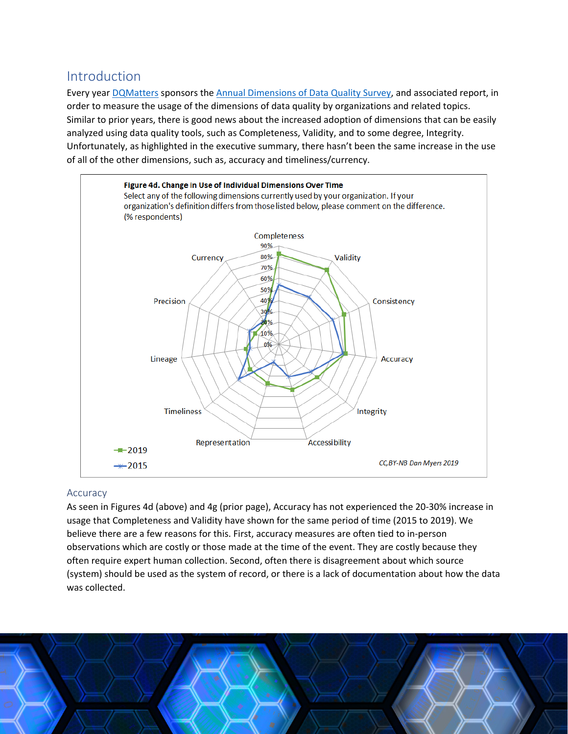## Introduction

Every year DQMatters sponsors the Annual Dimensions of Data Quality Survey, and associated report, in order to measure the usage of the dimensions of data quality by organizations and related topics. Similar to prior years, there is good news about the increased adoption of dimensions that can be easily analyzed using data quality tools, such as Completeness, Validity, and to some degree, Integrity. Unfortunately, as highlighted in the executive summary, there hasn't been the same increase in the use of all of the other dimensions, such as, accuracy and timeliness/currency.

**Figure 4d. Change in Use of Individual Dimensions Over Time**

Select any of the following dimensions currently used by your organization. If your organization's definition differs from those listed below, please comment on the difference. (% respondents)

CC,BY-NB Dan Myers 2019

### Accuracy

As seen in Figures 4d (above) and 4g (prior page), Accuracy has not experienced the 20-30% increase in usage that Completeness and Validity have shown for the same period of time (2015 to 2019). We believe there are a few reasons for this. First, accuracy measures are often tied to in-person observations which are costly or those made at the time of the event. They are costly because they often require expert human collection. Second, often there is disagreement about which source (system) should be used as the system of record, or there is a lack of documentation about how the data was collected.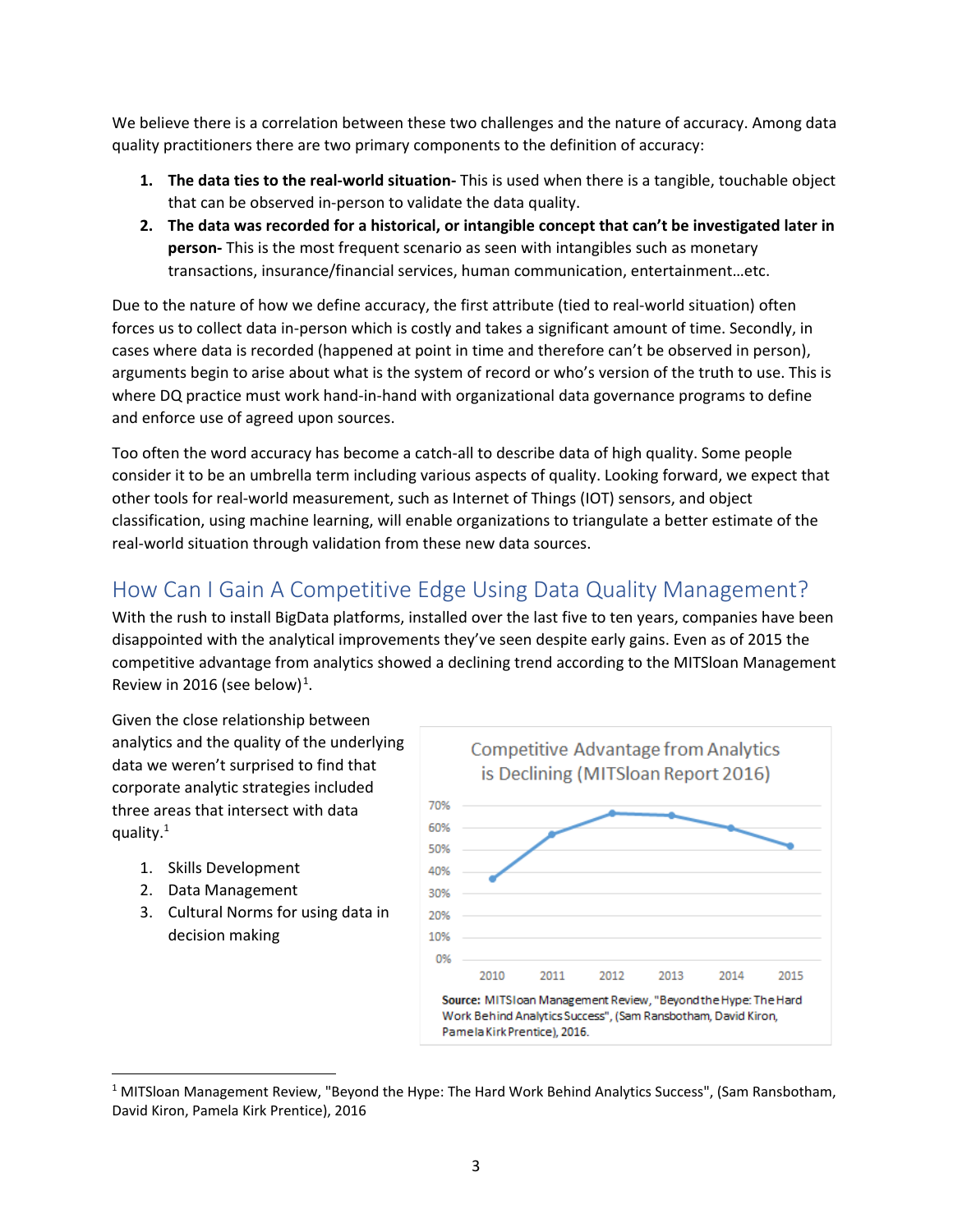We believe there is a correlation between these two challenges and the nature of accuracy. Among data quality practitioners there are two primary components to the definition of accuracy:

1. **The data ties to the real-world situation-** This is used when there is a tangible, touchable object that can be observed in-person to validate the data quality.
2. **The data was recorded for a historical, or intangible concept that can't be investigated later in person-** This is the most frequent scenario as seen with intangibles such as monetary transactions, insurance/financial services, human communication, entertainment…etc.

Due to the nature of how we define accuracy, the first attribute (tied to real-world situation) often forces us to collect data in-person which is costly and takes a significant amount of time. Secondly, in cases where data is recorded (happened at point in time and therefore can't be observed in person), arguments begin to arise about what is the system of record or who's version of the truth to use. This is where DQ practice must work hand-in-hand with organizational data governance programs to define and enforce use of agreed upon sources.

Too often the word accuracy has become a catch-all to describe data of high quality. Some people consider it to be an umbrella term including various aspects of quality. Looking forward, we expect that other tools for real-world measurement, such as Internet of Things (IOT) sensors, and object classification, using machine learning, will enable organizations to triangulate a better estimate of the real-world situation through validation from these new data sources.

## How Can I Gain A Competitive Edge Using Data Quality Management?

With the rush to install BigData platforms, installed over the last five to ten years, companies have been disappointed with the analytical improvements they've seen despite early gains. Even as of 2015 the competitive advantage from analytics showed a declining trend according to the MITSloan Management Review in 2016 (see below)[1].

Given the close relationship between analytics and the quality of the underlying data we weren't surprised to find that corporate analytic strategies included three areas that intersect with data quality.[1]

1. Skills Development
2. Data Management
3. Cultural Norms for using data in decision making

Competitive Advantage from Analytics is Declining (MITSloan Report 2016)

| Year | 2010 | 2011 | 2012 | 2013 | 2014 | 2015 |
|---|---|---|---|---|---|---|
| Competitive Advantage | ~37% | ~57% | ~67% | ~66% | ~60% | ~52% |

**Source:** MITSloan Management Review, "Beyond the Hype: The Hard Work Behind Analytics Success", (Sam Ransbotham, David Kiron, Pamela Kirk Prentice), 2016.

[1] MITSloan Management Review, "Beyond the Hype: The Hard Work Behind Analytics Success", (Sam Ransbotham, David Kiron, Pamela Kirk Prentice), 2016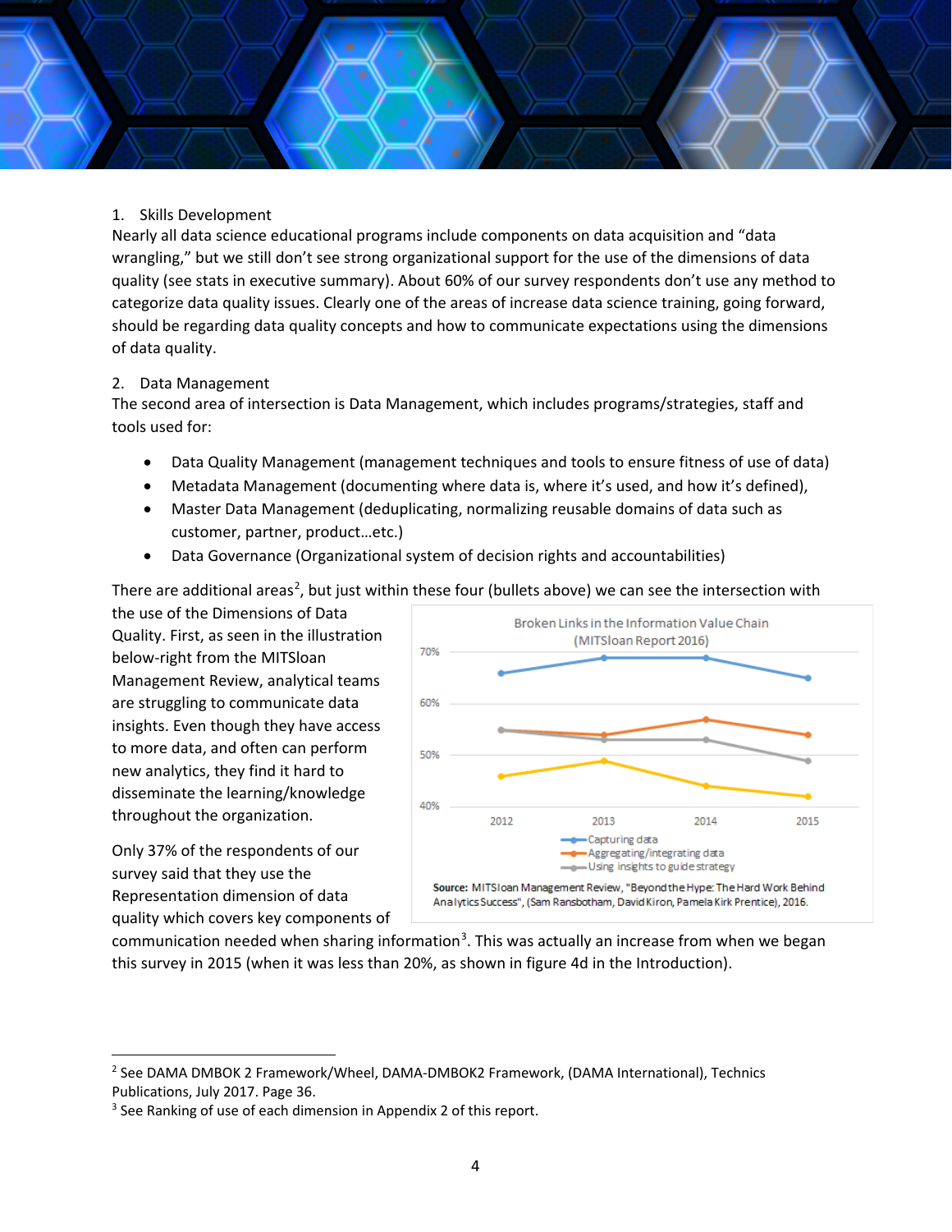1. Skills Development

Nearly all data science educational programs include components on data acquisition and "data wrangling," but we still don't see strong organizational support for the use of the dimensions of data quality (see stats in executive summary). About 60% of our survey respondents don't use any method to categorize data quality issues. Clearly one of the areas of increase data science training, going forward, should be regarding data quality concepts and how to communicate expectations using the dimensions of data quality.

2. Data Management

The second area of intersection is Data Management, which includes programs/strategies, staff and tools used for:

- Data Quality Management (management techniques and tools to ensure fitness of use of data)
- Metadata Management (documenting where data is, where it's used, and how it's defined),
- Master Data Management (deduplicating, normalizing reusable domains of data such as customer, partner, product…etc.)
- Data Governance (Organizational system of decision rights and accountabilities)

There are additional areas[2], but just within these four (bullets above) we can see the intersection with the use of the Dimensions of Data Quality. First, as seen in the illustration below-right from the MITSloan Management Review, analytical teams are struggling to communicate data insights. Even though they have access to more data, and often can perform new analytics, they find it hard to disseminate the learning/knowledge throughout the organization.

Broken Links in the Information Value Chain (MITSloan Report 2016)

Source: MITSloan Management Review, "Beyond the Hype: The Hard Work Behind Analytics Success", (Sam Ransbotham, David Kiron, Pamela Kirk Prentice), 2016.

Only 37% of the respondents of our survey said that they use the Representation dimension of data quality which covers key components of communication needed when sharing information[3]. This was actually an increase from when we began this survey in 2015 (when it was less than 20%, as shown in figure 4d in the Introduction).

---

[2] See DAMA DMBOK 2 Framework/Wheel, DAMA-DMBOK2 Framework, (DAMA International), Technics Publications, July 2017. Page 36.

[3] See Ranking of use of each dimension in Appendix 2 of this report.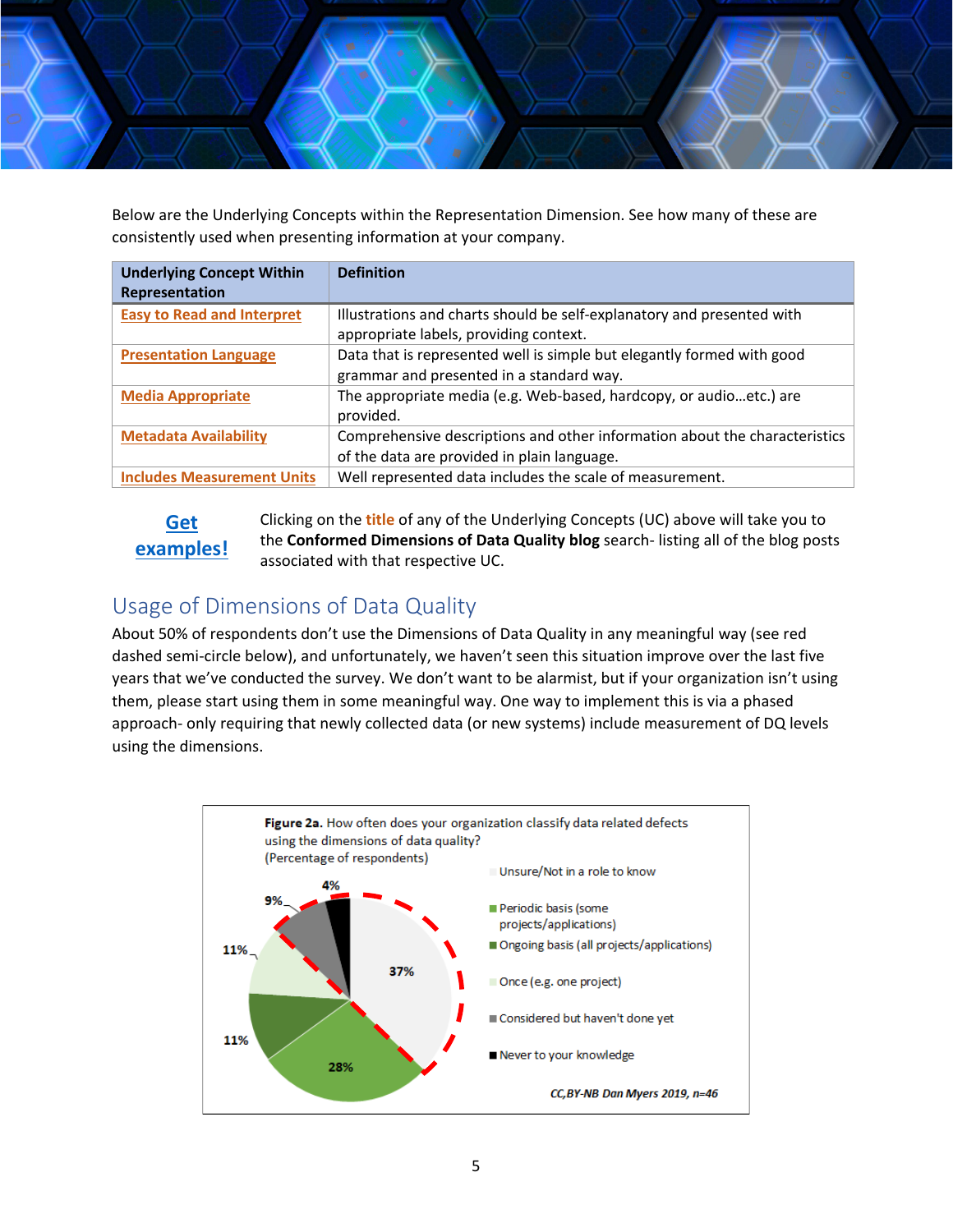Below are the Underlying Concepts within the Representation Dimension. See how many of these are consistently used when presenting information at your company.

| Underlying Concept Within Representation | Definition |
|---|---|
| Easy to Read and Interpret | Illustrations and charts should be self-explanatory and presented with appropriate labels, providing context. |
| Presentation Language | Data that is represented well is simple but elegantly formed with good grammar and presented in a standard way. |
| Media Appropriate | The appropriate media (e.g. Web-based, hardcopy, or audio…etc.) are provided. |
| Metadata Availability | Comprehensive descriptions and other information about the characteristics of the data are provided in plain language. |
| Includes Measurement Units | Well represented data includes the scale of measurement. |

**Get examples!**

Clicking on the **title** of any of the Underlying Concepts (UC) above will take you to the **Conformed Dimensions of Data Quality blog** search- listing all of the blog posts associated with that respective UC.

## Usage of Dimensions of Data Quality

About 50% of respondents don't use the Dimensions of Data Quality in any meaningful way (see red dashed semi-circle below), and unfortunately, we haven't seen this situation improve over the last five years that we've conducted the survey. We don't want to be alarmist, but if your organization isn't using them, please start using them in some meaningful way. One way to implement this is via a phased approach- only requiring that newly collected data (or new systems) include measurement of DQ levels using the dimensions.

**Figure 2a.** How often does your organization classify data related defects using the dimensions of data quality? (Percentage of respondents)

- Unsure/Not in a role to know: 37%
- Periodic basis (some projects/applications): 28%
- Ongoing basis (all projects/applications): 11%
- Once (e.g. one project): 11%
- Considered but haven't done yet: 9%
- Never to your knowledge: 4%

*CC,BY-NB Dan Myers 2019, n=46*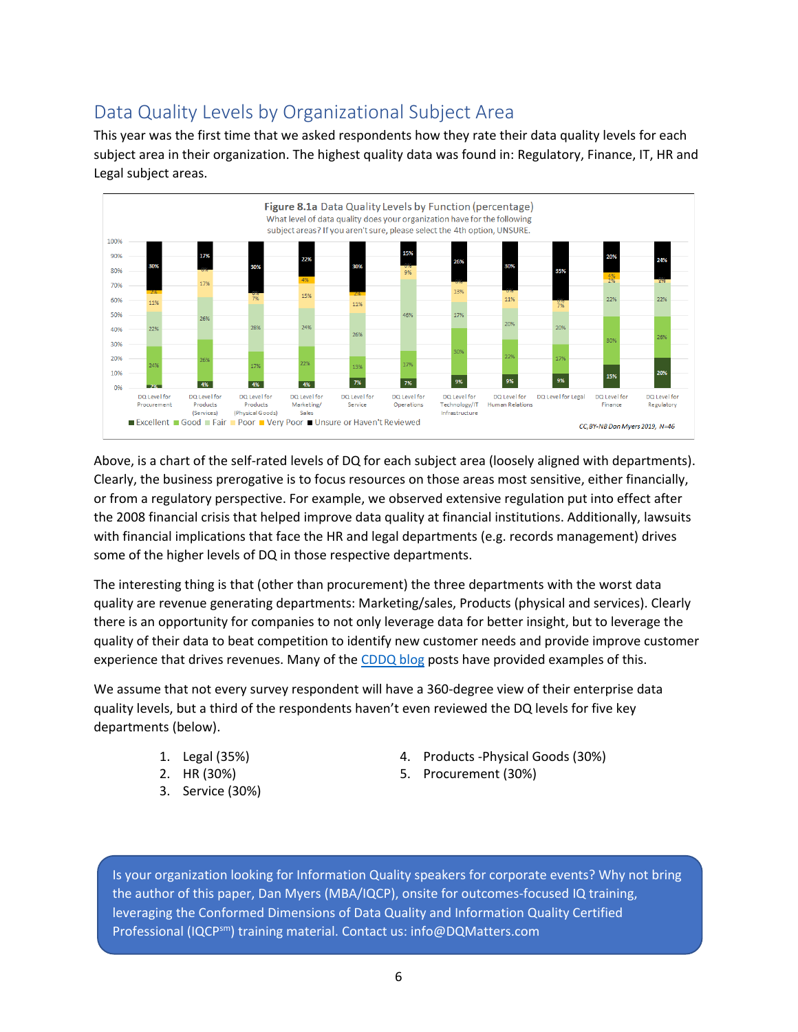## Data Quality Levels by Organizational Subject Area

This year was the first time that we asked respondents how they rate their data quality levels for each subject area in their organization. The highest quality data was found in: Regulatory, Finance, IT, HR and Legal subject areas.

**Figure 8.1a** Data Quality Levels by Function (percentage)
What level of data quality does your organization have for the following subject areas? If you aren't sure, please select the 4th option, UNSURE.

CC,BY-NB Dan Myers 2019, N=46

Above, is a chart of the self-rated levels of DQ for each subject area (loosely aligned with departments). Clearly, the business prerogative is to focus resources on those areas most sensitive, either financially, or from a regulatory perspective. For example, we observed extensive regulation put into effect after the 2008 financial crisis that helped improve data quality at financial institutions. Additionally, lawsuits with financial implications that face the HR and legal departments (e.g. records management) drives some of the higher levels of DQ in those respective departments.

The interesting thing is that (other than procurement) the three departments with the worst data quality are revenue generating departments: Marketing/sales, Products (physical and services). Clearly there is an opportunity for companies to not only leverage data for better insight, but to leverage the quality of their data to beat competition to identify new customer needs and provide improve customer experience that drives revenues. Many of the CDDQ blog posts have provided examples of this.

We assume that not every survey respondent will have a 360-degree view of their enterprise data quality levels, but a third of the respondents haven't even reviewed the DQ levels for five key departments (below).

1. Legal (35%)
2. HR (30%)
3. Service (30%)
4. Products -Physical Goods (30%)
5. Procurement (30%)

Is your organization looking for Information Quality speakers for corporate events? Why not bring the author of this paper, Dan Myers (MBA/IQCP), onsite for outcomes-focused IQ training, leveraging the Conformed Dimensions of Data Quality and Information Quality Certified Professional (IQCP[sm]) training material. Contact us: info@DQMatters.com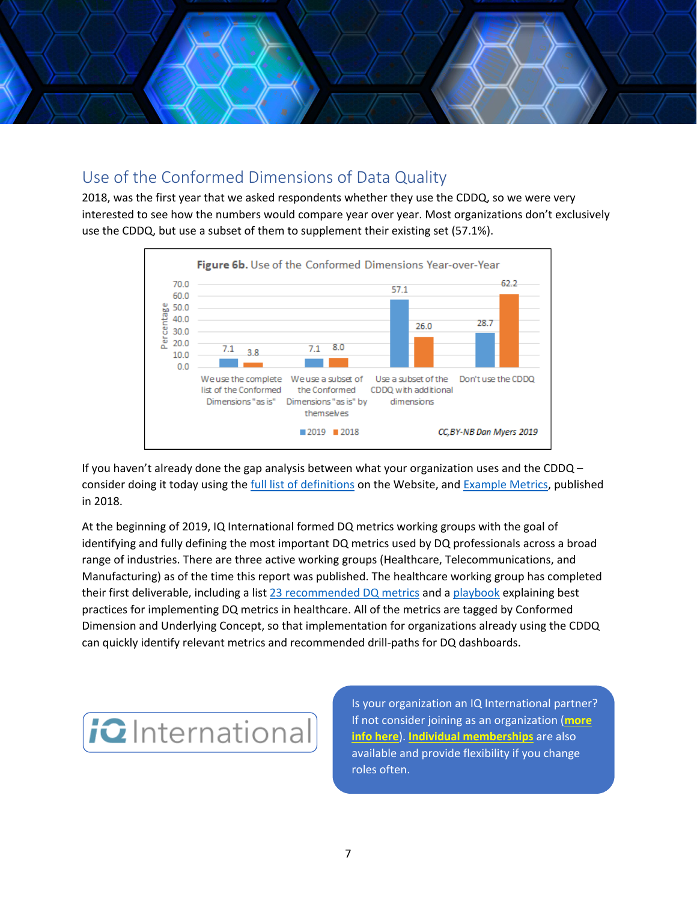## Use of the Conformed Dimensions of Data Quality

2018, was the first year that we asked respondents whether they use the CDDQ, so we were very interested to see how the numbers would compare year over year. Most organizations don't exclusively use the CDDQ, but use a subset of them to supplement their existing set (57.1%).

**Figure 6b.** Use of the Conformed Dimensions Year-over-Year

| Percentage | 2019 | 2018 |
|---|---|---|
| We use the complete list of the Conformed Dimensions "as is" | 7.1 | 3.8 |
| We use a subset of the Conformed Dimensions "as is" by themselves | 7.1 | 8.0 |
| Use a subset of the CDDQ with additional dimensions | 57.1 | 26.0 |
| Don't use the CDDQ | 28.7 | 62.2 |

*CC,BY-NB Dan Myers 2019*

If you haven't already done the gap analysis between what your organization uses and the CDDQ – consider doing it today using the full list of definitions on the Website, and Example Metrics, published in 2018.

At the beginning of 2019, IQ International formed DQ metrics working groups with the goal of identifying and fully defining the most important DQ metrics used by DQ professionals across a broad range of industries. There are three active working groups (Healthcare, Telecommunications, and Manufacturing) as of the time this report was published. The healthcare working group has completed their first deliverable, including a list 23 recommended DQ metrics and a playbook explaining best practices for implementing DQ metrics in healthcare. All of the metrics are tagged by Conformed Dimension and Underlying Concept, so that implementation for organizations already using the CDDQ can quickly identify relevant metrics and recommended drill-paths for DQ dashboards.

iQ International

Is your organization an IQ International partner? If not consider joining as an organization (**more info here**). **Individual memberships** are also available and provide flexibility if you change roles often.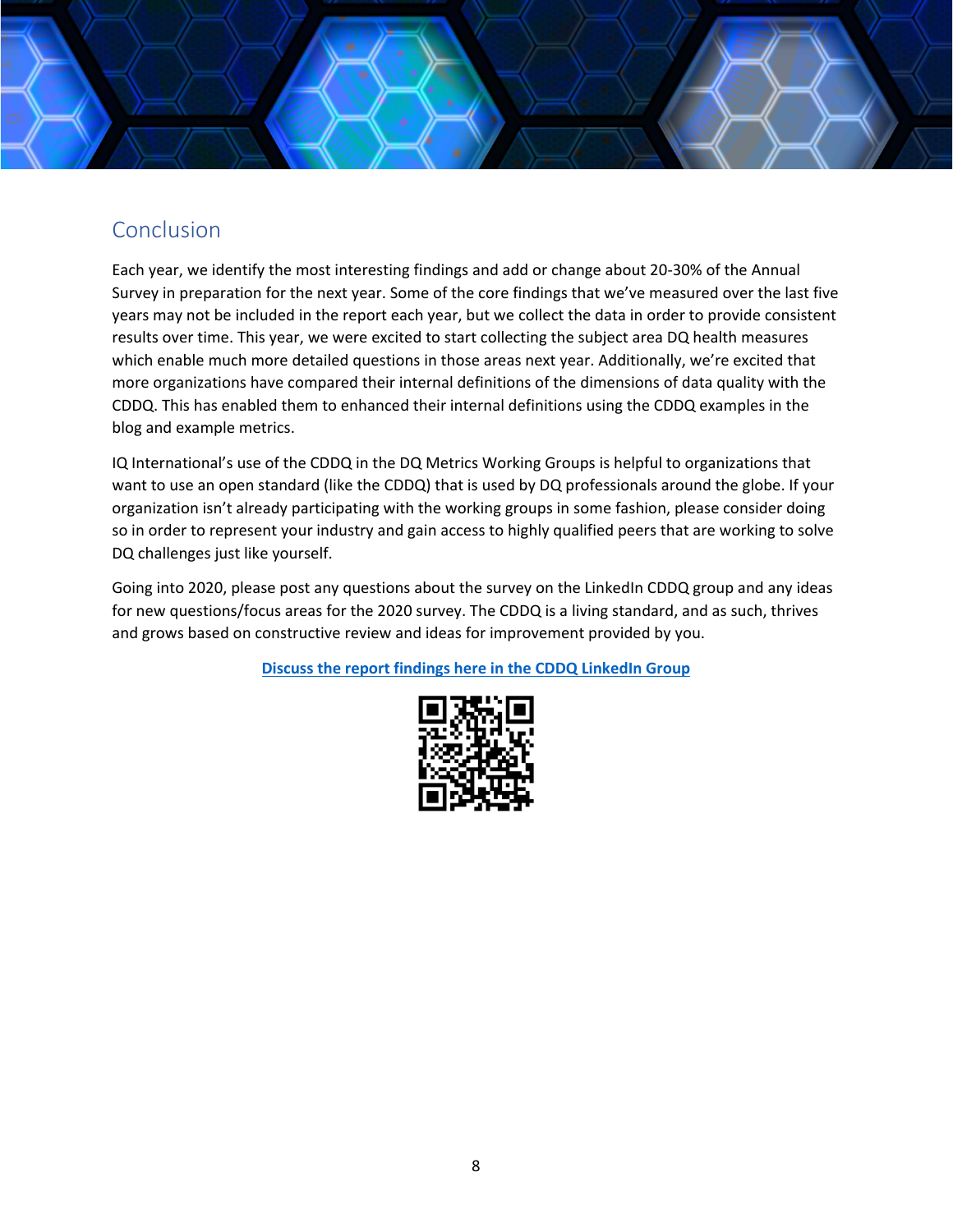## Conclusion

Each year, we identify the most interesting findings and add or change about 20-30% of the Annual Survey in preparation for the next year. Some of the core findings that we've measured over the last five years may not be included in the report each year, but we collect the data in order to provide consistent results over time. This year, we were excited to start collecting the subject area DQ health measures which enable much more detailed questions in those areas next year. Additionally, we're excited that more organizations have compared their internal definitions of the dimensions of data quality with the CDDQ. This has enabled them to enhanced their internal definitions using the CDDQ examples in the blog and example metrics.

IQ International's use of the CDDQ in the DQ Metrics Working Groups is helpful to organizations that want to use an open standard (like the CDDQ) that is used by DQ professionals around the globe. If your organization isn't already participating with the working groups in some fashion, please consider doing so in order to represent your industry and gain access to highly qualified peers that are working to solve DQ challenges just like yourself.

Going into 2020, please post any questions about the survey on the LinkedIn CDDQ group and any ideas for new questions/focus areas for the 2020 survey. The CDDQ is a living standard, and as such, thrives and grows based on constructive review and ideas for improvement provided by you.

**Discuss the report findings here in the CDDQ LinkedIn Group**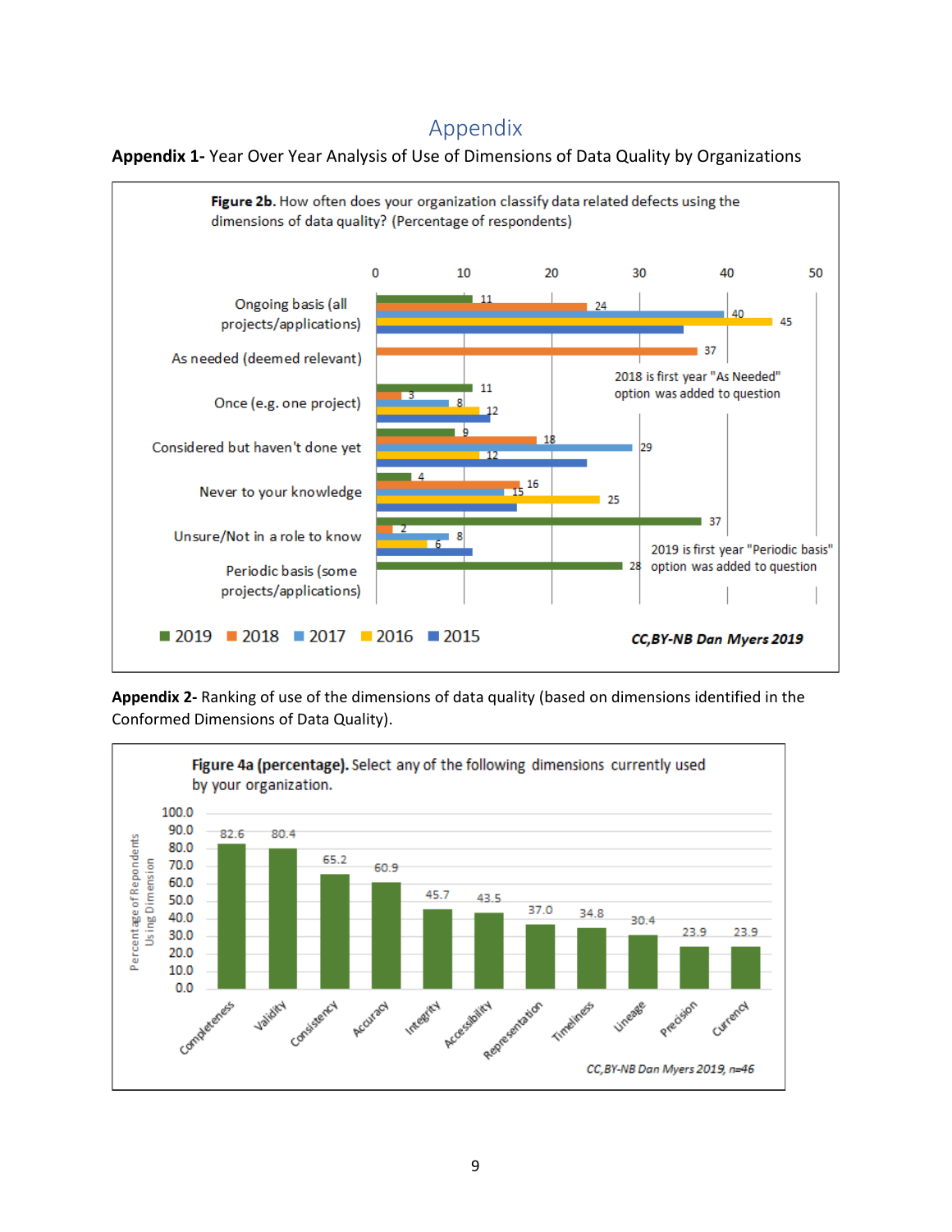# Appendix

**Appendix 1-** Year Over Year Analysis of Use of Dimensions of Data Quality by Organizations

**Figure 2b.** How often does your organization classify data related defects using the dimensions of data quality? (Percentage of respondents)

0 10 20 30 40 50

Ongoing basis (all projects/applications)
11
24
40
45

As needed (deemed relevant)
37

2018 is first year "As Needed" option was added to question

Once (e.g. one project)
11
3
8
12

Considered but haven't done yet
9
18
29
12

Never to your knowledge
4
16
15
25

Unsure/Not in a role to know
37
2
8
6

Periodic basis (some projects/applications)
28

2019 is first year "Periodic basis" option was added to question

2019 2018 2017 2016 2015

*CC,BY-NB Dan Myers 2019*

**Appendix 2-** Ranking of use of the dimensions of data quality (based on dimensions identified in the Conformed Dimensions of Data Quality).

**Figure 4a (percentage).** Select any of the following dimensions currently used by your organization.

Percentage of Repondents Using Dimension

100.0 90.0 80.0 70.0 60.0 50.0 40.0 30.0 20.0 10.0 0.0

Completeness 82.6
Validity 80.4
Consistency 65.2
Accuracy 60.9
Integrity 45.7
Accessibility 43.5
Representation 37.0
Timeliness 34.8
Lineage 30.4
Precision 23.9
Currency 23.9

*CC,BY-NB Dan Myers 2019, n=46*